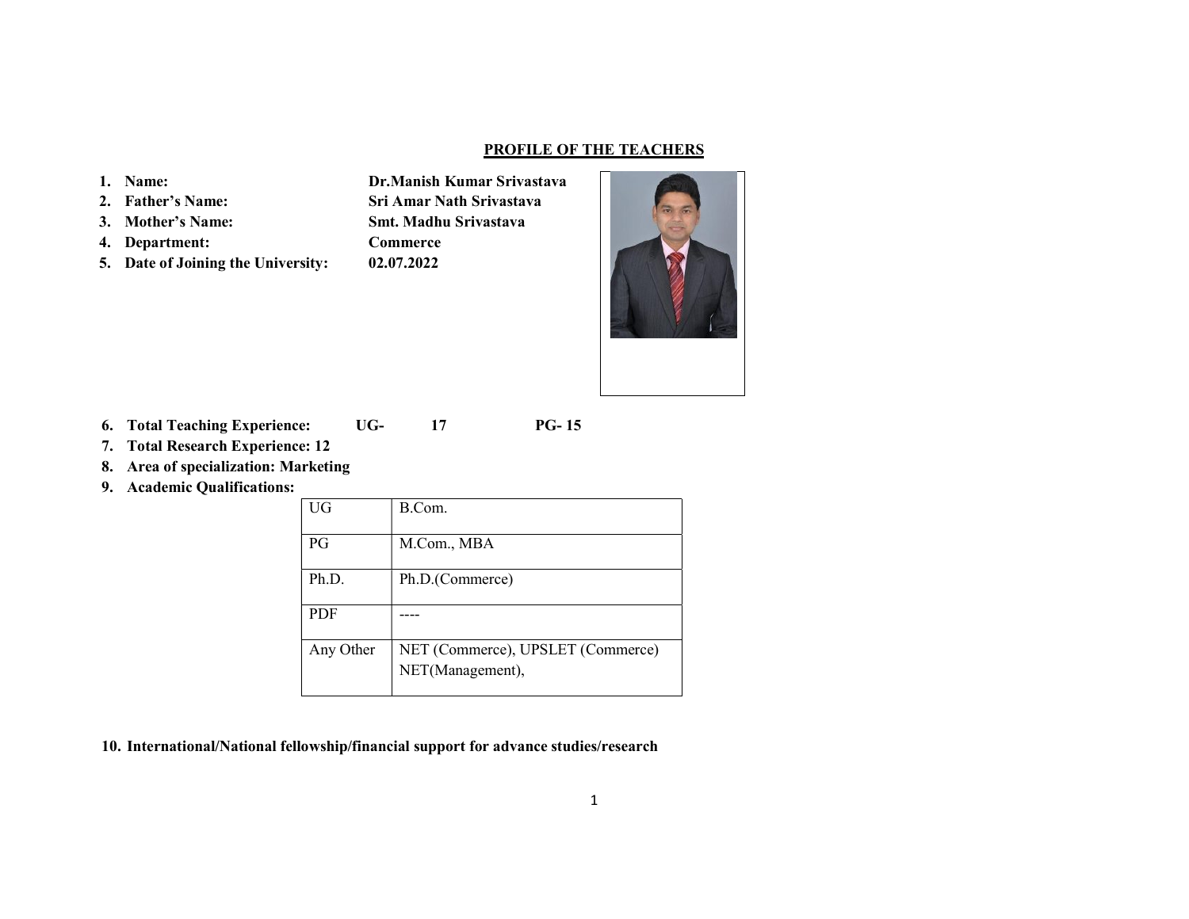## PROFILE OF THE TEACHERS

1. **Name:** **Dr.Manish Kumar Srivastava**
2. **Father's Name:** **Sri Amar Nath Srivastava**
3. **Mother's Name:** **Smt. Madhu Srivastava**
4. **Department:** **Commerce**
5. **Date of Joining the University:** **02.07.2022**

6. **Total Teaching Experience: UG- 17 PG- 15**
7. **Total Research Experience: 12**
8. **Area of specialization: Marketing**
9. **Academic Qualifications:**

| | |
|---|---|
| UG | B.Com. |
| PG | M.Com., MBA |
| Ph.D. | Ph.D.(Commerce) |
| PDF | ---- |
| Any Other | NET (Commerce), UPSLET (Commerce) NET(Management), |

10. **International/National fellowship/financial support for advance studies/research**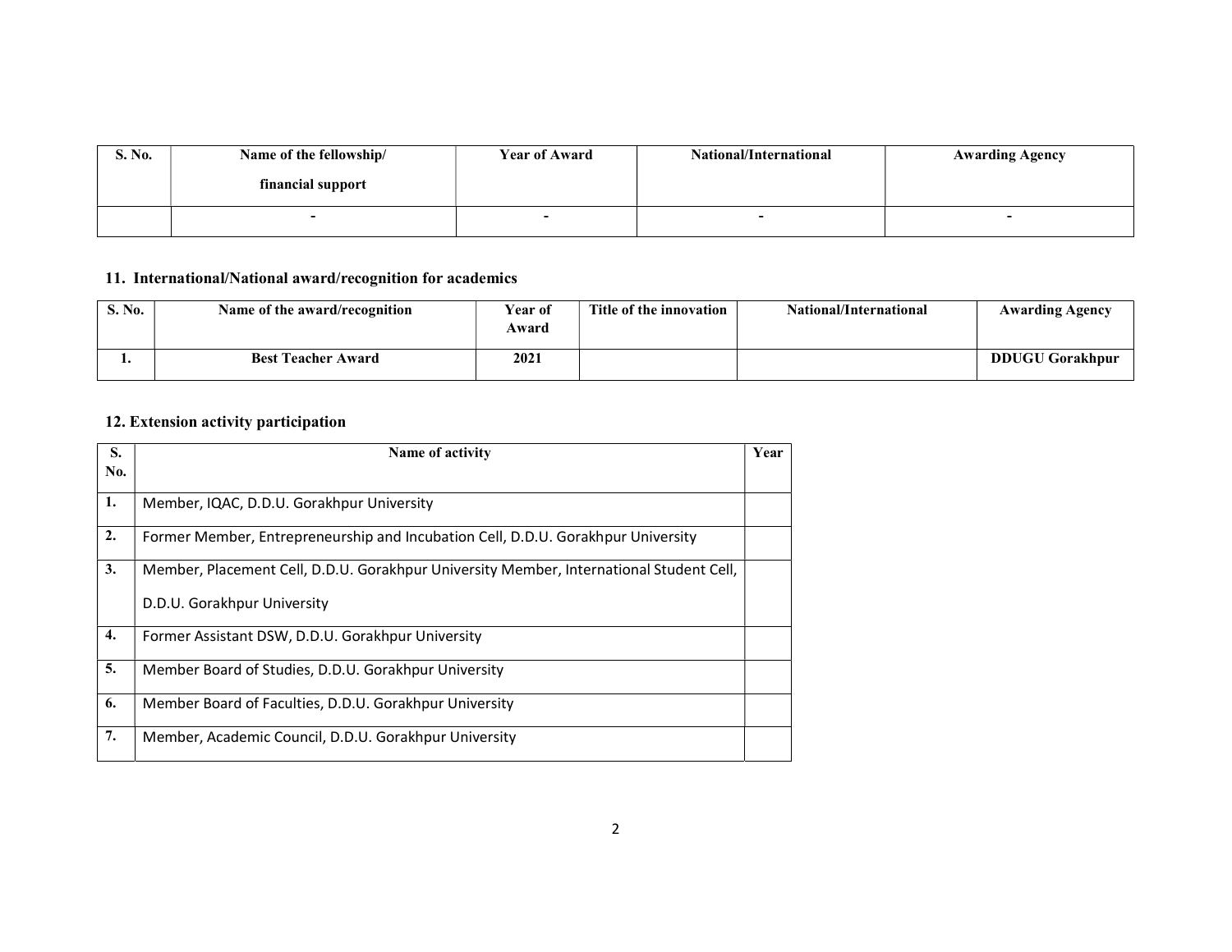| S. No. | Name of the fellowship/ financial support | Year of Award | National/International | Awarding Agency |
|---|---|---|---|---|
| | - | - | - | - |

## 11. International/National award/recognition for academics

| S. No. | Name of the award/recognition | Year of Award | Title of the innovation | National/International | Awarding Agency |
|---|---|---|---|---|---|
| 1. | Best Teacher Award | 2021 | | | DDUGU Gorakhpur |

## 12. Extension activity participation

| S. No. | Name of activity | Year |
|---|---|---|
| 1. | Member, IQAC, D.D.U. Gorakhpur University | |
| 2. | Former Member, Entrepreneurship and Incubation Cell, D.D.U. Gorakhpur University | |
| 3. | Member, Placement Cell, D.D.U. Gorakhpur University Member, International Student Cell, D.D.U. Gorakhpur University | |
| 4. | Former Assistant DSW, D.D.U. Gorakhpur University | |
| 5. | Member Board of Studies, D.D.U. Gorakhpur University | |
| 6. | Member Board of Faculties, D.D.U. Gorakhpur University | |
| 7. | Member, Academic Council, D.D.U. Gorakhpur University | |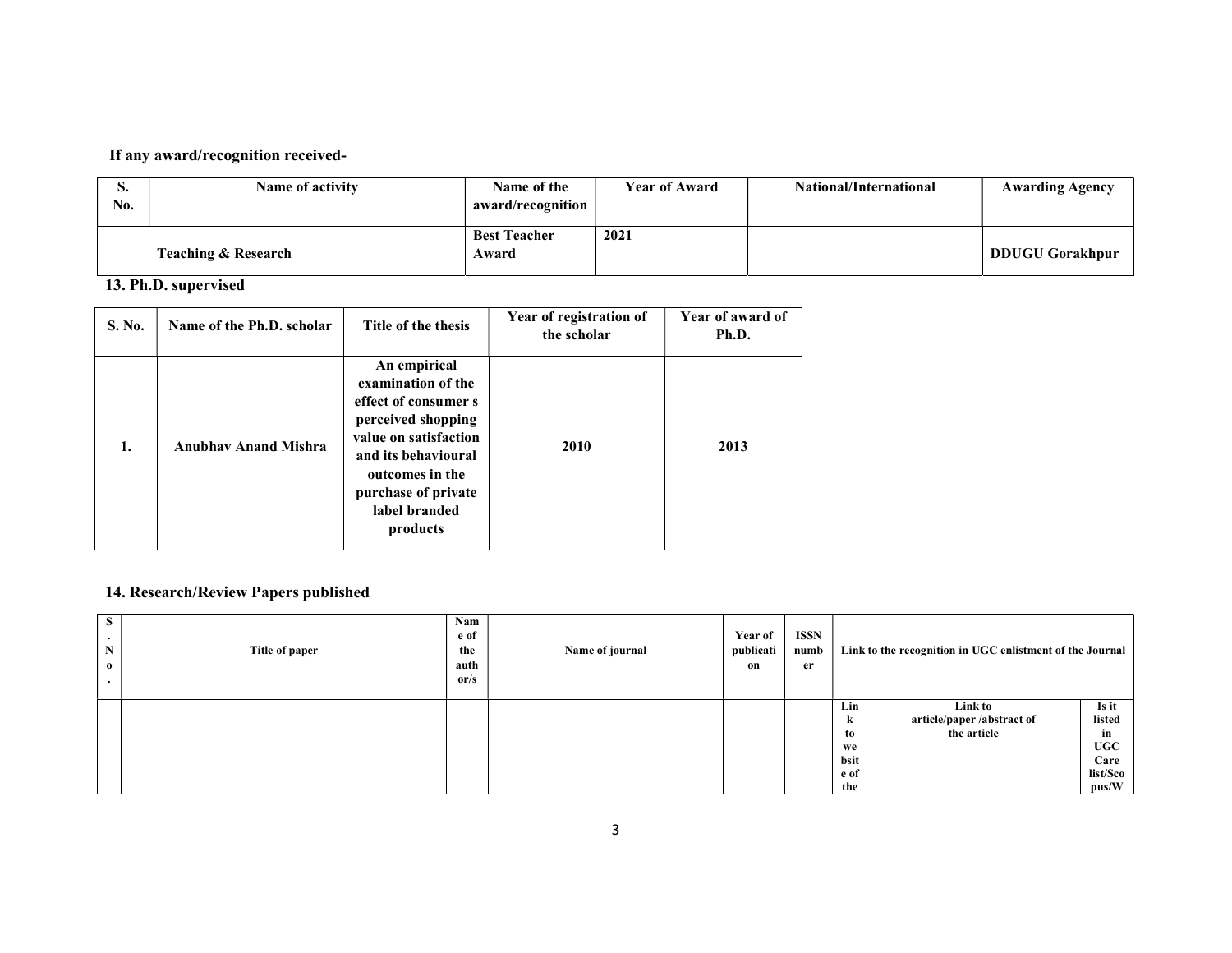**If any award/recognition received-**

| S. No. | Name of activity | Name of the award/recognition | Year of Award | National/International | Awarding Agency |
|---|---|---|---|---|---|
| | **Teaching & Research** | **Best Teacher Award** | **2021** | | **DDUGU Gorakhpur** |

## 13. Ph.D. supervised

| S. No. | Name of the Ph.D. scholar | Title of the thesis | Year of registration of the scholar | Year of award of Ph.D. |
|---|---|---|---|---|
| **1.** | **Anubhav Anand Mishra** | **An empirical examination of the effect of consumer s perceived shopping value on satisfaction and its behavioural outcomes in the purchase of private label branded products** | **2010** | **2013** |

## 14. Research/Review Papers published

| S. No. | Title of paper | Name of the author/s | Name of journal | Year of publication | ISSN number | Link to the recognition in UGC enlistment of the Journal | | |
|---|---|---|---|---|---|---|---|---|
| | | | | | | Link to website of the | Link to article/paper /abstract of the article | Is it listed in UGC Care list/Scopus/W |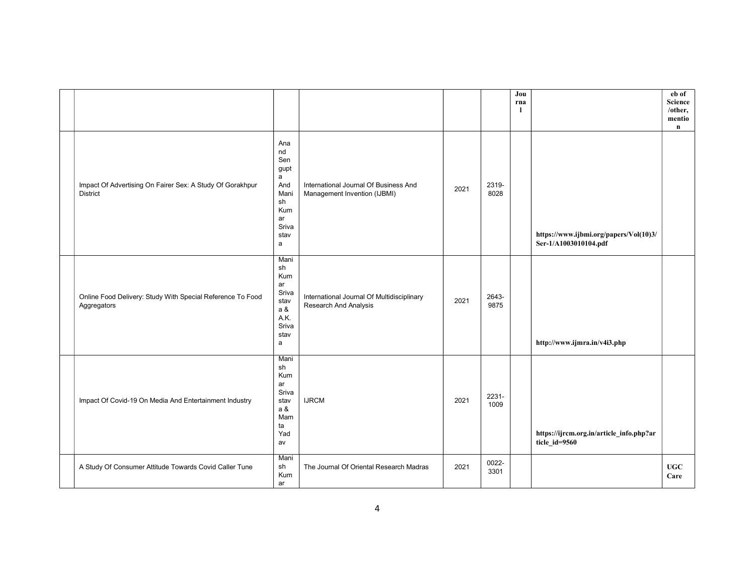| | | | | | | Journal | | eb of Science /other, mention |
|---|---|---|---|---|---|---|---|---|
| | Impact Of Advertising On Fairer Sex: A Study Of Gorakhpur District | Anand Sengupta And Manish Kumar Srivastava | International Journal Of Business And Management Invention (IJBMI) | 2021 | 2319-8028 | | **https://www.ijbmi.org/papers/Vol(10)3/Ser-1/A1003010104.pdf** | |
| | Online Food Delivery: Study With Special Reference To Food Aggregators | Manish Kumar Srivastava & A.K. Srivastava | International Journal Of Multidisciplinary Research And Analysis | 2021 | 2643-9875 | | **http://www.ijmra.in/v4i3.php** | |
| | Impact Of Covid-19 On Media And Entertainment Industry | Manish Kumar Srivastava & Mamta Yadav | IJRCM | 2021 | 2231-1009 | | **https://ijrcm.org.in/article_info.php?article_id=9560** | |
| | A Study Of Consumer Attitude Towards Covid Caller Tune | Manish Kumar | The Journal Of Oriental Research Madras | 2021 | 0022-3301 | | | **UGC Care** |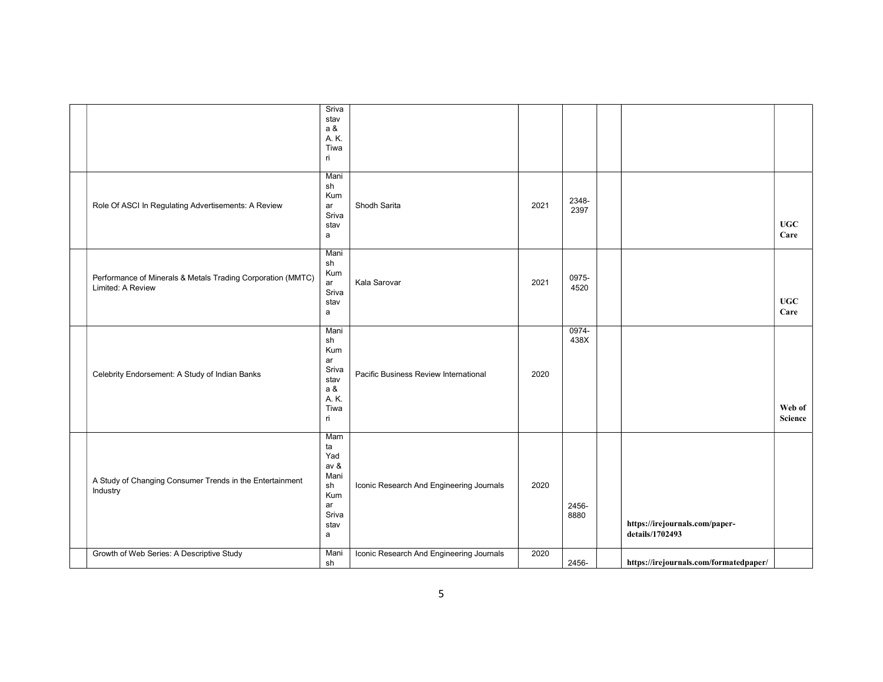| | | | | | | | | |
|---|---|---|---|---|---|---|---|---|
| | | Srivastava & A. K. Tiwari | | | | | | |
| | Role Of ASCI In Regulating Advertisements: A Review | Manish Kumar Srivastava | Shodh Sarita | 2021 | 2348-2397 | | | **UGC Care** |
| | Performance of Minerals & Metals Trading Corporation (MMTC) Limited: A Review | Manish Kumar Srivastava | Kala Sarovar | 2021 | 0975-4520 | | | **UGC Care** |
| | Celebrity Endorsement: A Study of Indian Banks | Manish Kumar Srivastava & A. K. Tiwari | Pacific Business Review International | 2020 | 0974-438X | | | **Web of Science** |
| | A Study of Changing Consumer Trends in the Entertainment Industry | Mamta Yadav & Manish Kumar Srivastava | Iconic Research And Engineering Journals | 2020 | 2456-8880 | | **https://irejournals.com/paper-details/1702493** | |
| | Growth of Web Series: A Descriptive Study | Manish | Iconic Research And Engineering Journals | 2020 | 2456- | | **https://irejournals.com/formatedpaper/** | |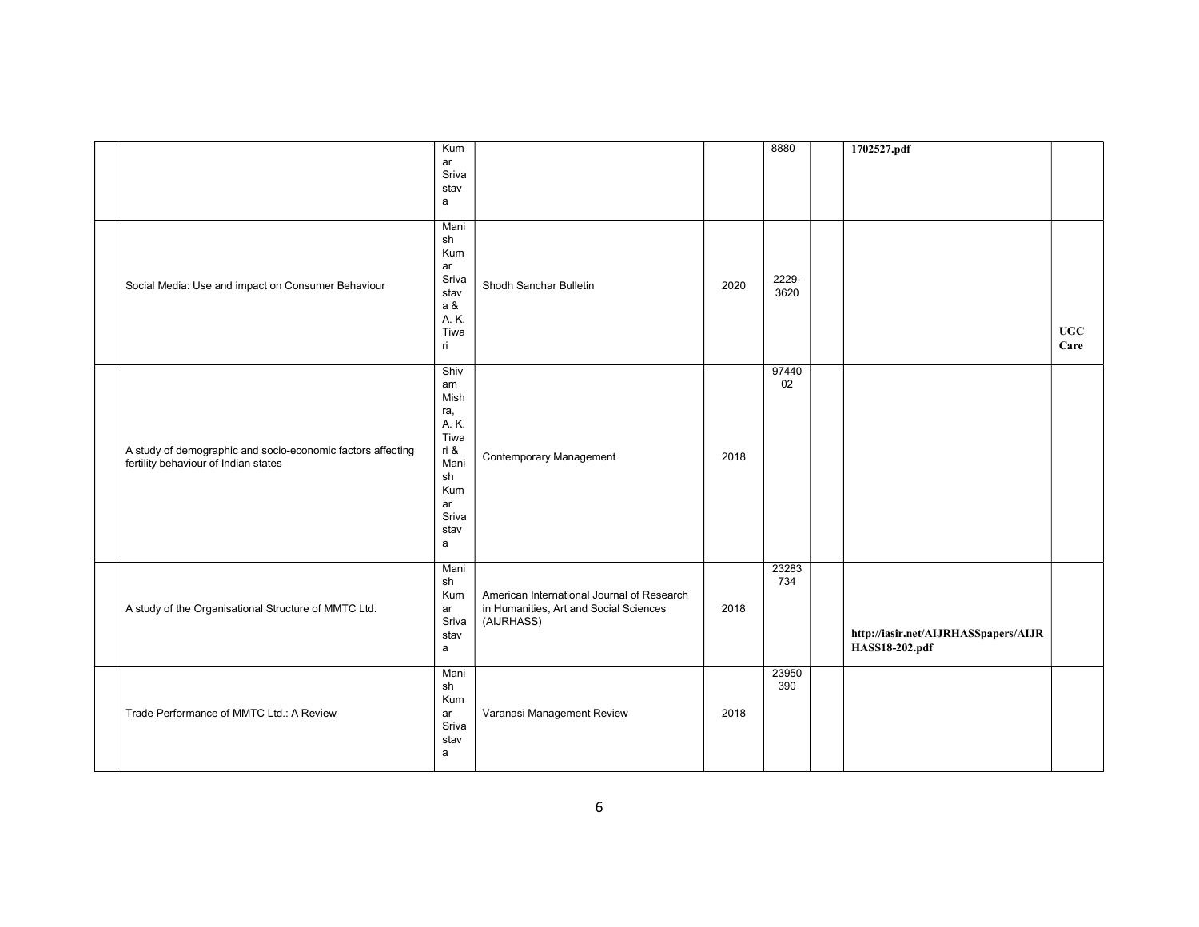|  |  |  |  |  |  |  |  |  |
|---|---|---|---|---|---|---|---|---|
|  |  | Kumar Srivastava |  |  | 8880 |  | **1702527.pdf** |  |
|  | Social Media: Use and impact on Consumer Behaviour | Manish Kumar Srivastava & A. K. Tiwari | Shodh Sanchar Bulletin | 2020 | 2229-3620 |  |  | **UGC Care** |
|  | A study of demographic and socio-economic factors affecting fertility behaviour of Indian states | Shivam Mishra, A. K. Tiwari & Manish Kumar Srivastava | Contemporary Management | 2018 | 9744002 |  |  |  |
|  | A study of the Organisational Structure of MMTC Ltd. | Manish Kumar Srivastava | American International Journal of Research in Humanities, Art and Social Sciences (AIJRHASS) | 2018 | 23283734 |  | **http://iasir.net/AIJRHASSpapers/AIJRHASS18-202.pdf** |  |
|  | Trade Performance of MMTC Ltd.: A Review | Manish Kumar Srivastava | Varanasi Management Review | 2018 | 23950390 |  |  |  |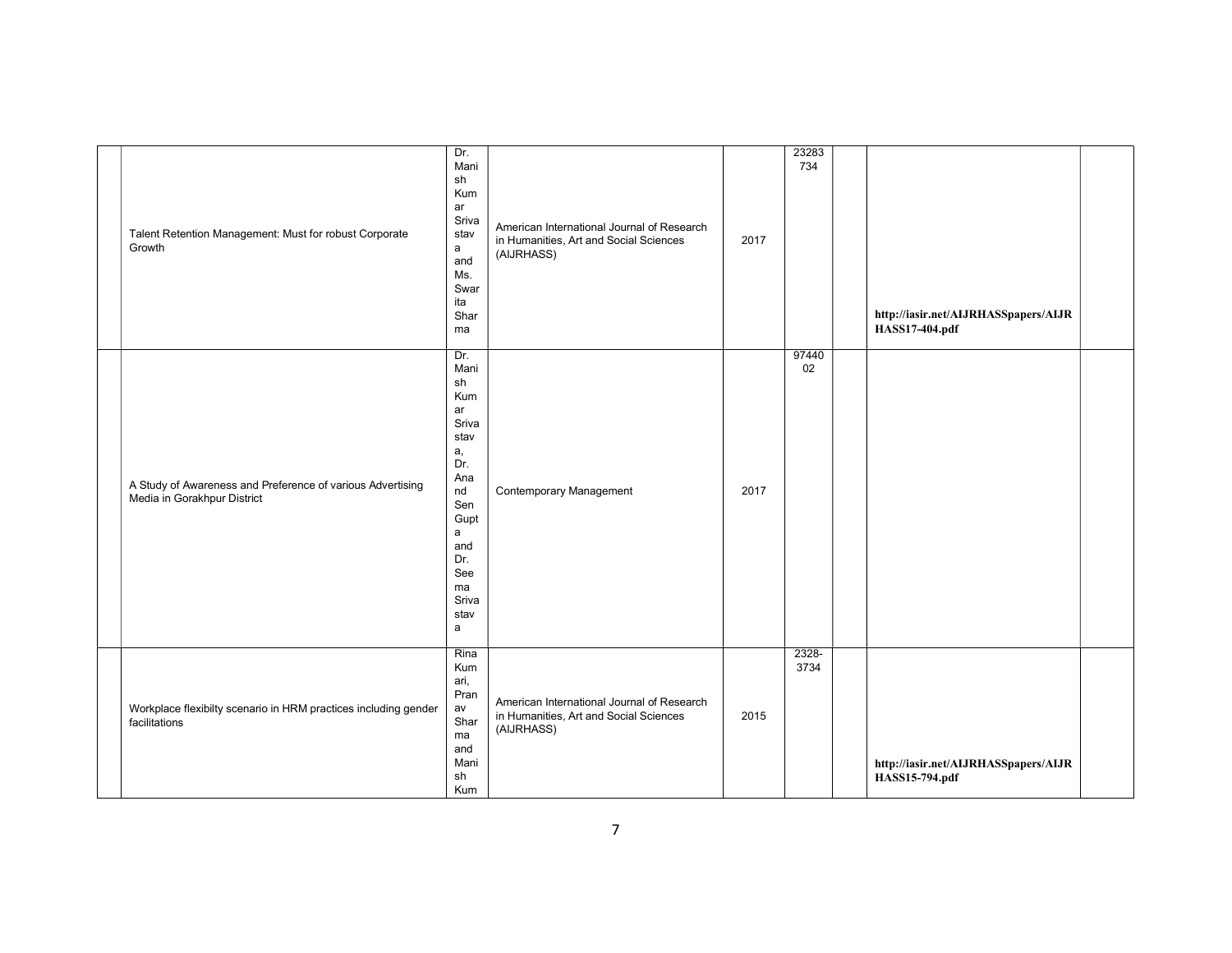| | | | | | | | | |
|---|---|---|---|---|---|---|---|---|
| | Talent Retention Management: Must for robust Corporate Growth | Dr. Manish Kumar Srivastava and Ms. Swarita Sharma | American International Journal of Research in Humanities, Art and Social Sciences (AIJRHASS) | 2017 | 23283734 | | **http://iasir.net/AIJRHASSpapers/AIJRHASS17-404.pdf** | |
| | A Study of Awareness and Preference of various Advertising Media in Gorakhpur District | Dr. Manish Kumar Srivastava, Dr. Anand Sen Gupta and Dr. Seema Srivastava | Contemporary Management | 2017 | 9744002 | | | |
| | Workplace flexibilty scenario in HRM practices including gender facilitations | Rina Kumari, Pranav Sharma and Manish Kum | American International Journal of Research in Humanities, Art and Social Sciences (AIJRHASS) | 2015 | 2328-3734 | | **http://iasir.net/AIJRHASSpapers/AIJRHASS15-794.pdf** | |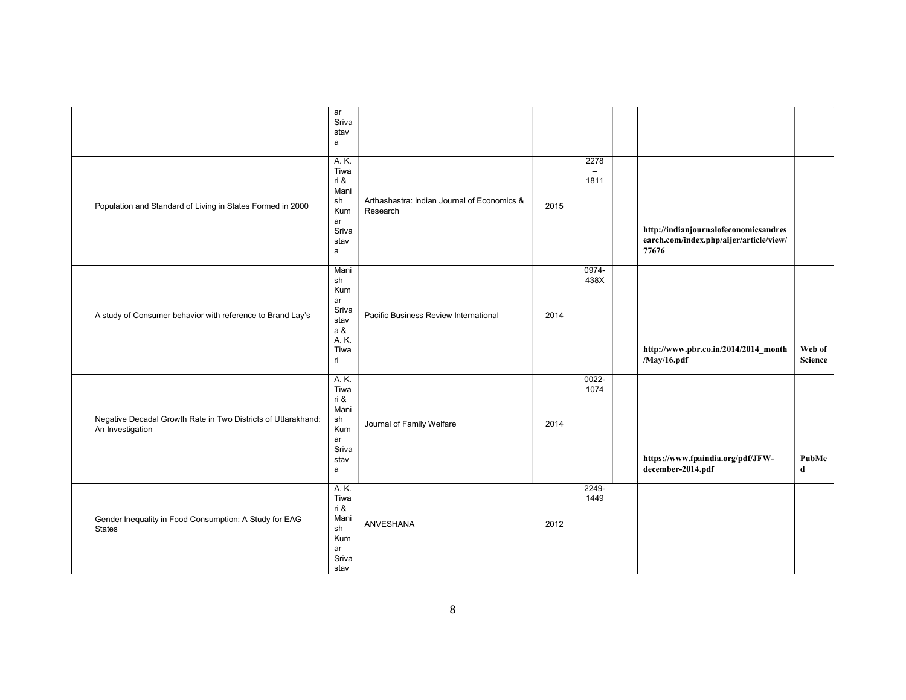| | | ar Srivastava | | | | | | |
|---|---|---|---|---|---|---|---|---|
| | Population and Standard of Living in States Formed in 2000 | A. K. Tiwari & Manish Kumar Srivastava | Arthashastra: Indian Journal of Economics & Research | 2015 | 2278 – 1811 | | **http://indianjournalofeconomicsandresearch.com/index.php/aijer/article/view/77676** | |
| | A study of Consumer behavior with reference to Brand Lay's | Manish Kumar Srivastava & A. K. Tiwari | Pacific Business Review International | 2014 | 0974-438X | | **http://www.pbr.co.in/2014/2014_month/May/16.pdf** | **Web of Science** |
| | Negative Decadal Growth Rate in Two Districts of Uttarakhand: An Investigation | A. K. Tiwari & Manish Kumar Srivastava | Journal of Family Welfare | 2014 | 0022-1074 | | **https://www.fpaindia.org/pdf/JFW-december-2014.pdf** | **PubMed** |
| | Gender Inequality in Food Consumption: A Study for EAG States | A. K. Tiwari & Manish Kumar Srivastav | ANVESHANA | 2012 | 2249-1449 | | | |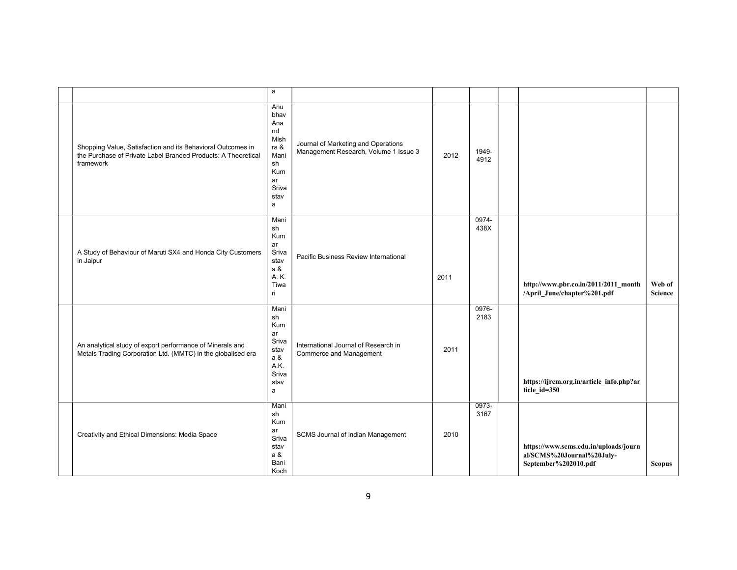| | | | | | | | | |
|---|---|---|---|---|---|---|---|---|
| | | a | | | | | | |
| | Shopping Value, Satisfaction and its Behavioral Outcomes in the Purchase of Private Label Branded Products: A Theoretical framework | Anubhav Anand Mishra & Manish Kumar Srivastava | Journal of Marketing and Operations Management Research, Volume 1 Issue 3 | 2012 | 1949-4912 | | | |
| | A Study of Behaviour of Maruti SX4 and Honda City Customers in Jaipur | Manish Kumar Srivastava & A. K. Tiwari | Pacific Business Review International | 2011 | 0974-438X | | http://www.pbr.co.in/2011/2011_month/April_June/chapter%201.pdf | Web of Science |
| | An analytical study of export performance of Minerals and Metals Trading Corporation Ltd. (MMTC) in the globalised era | Manish Kumar Srivastava & A.K. Srivastava | International Journal of Research in Commerce and Management | 2011 | 0976-2183 | | https://ijrcm.org.in/article_info.php?article_id=350 | |
| | Creativity and Ethical Dimensions: Media Space | Manish Kumar Srivastava & Bani Koch | SCMS Journal of Indian Management | 2010 | 0973-3167 | | https://www.scms.edu.in/uploads/journal/SCMS%20Journal%20July-September%202010.pdf | Scopus |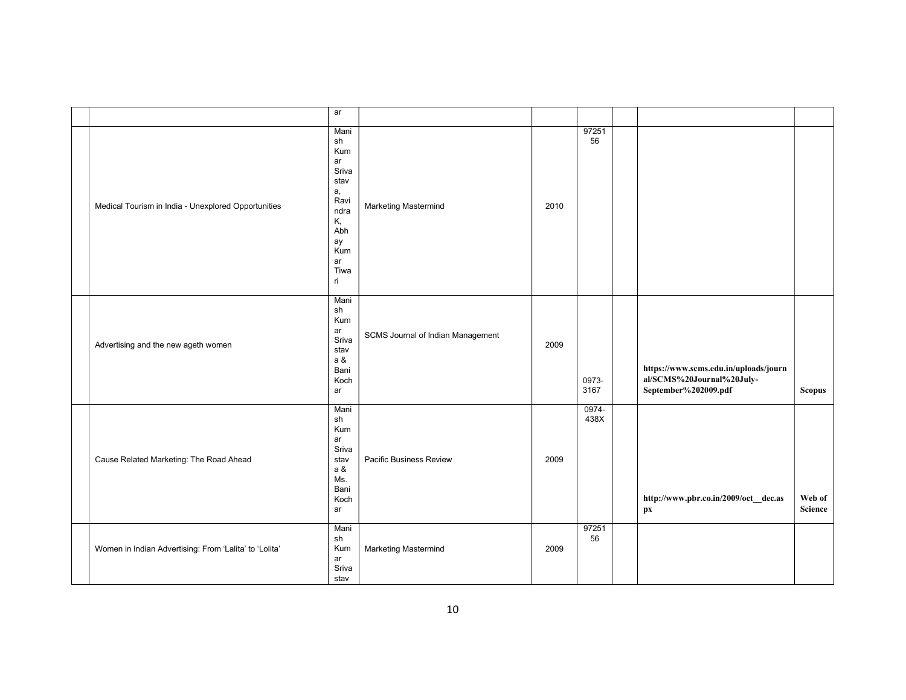| | | | | | | | | |
|---|---|---|---|---|---|---|---|---|
| | | ar | | | | | | |
| | Medical Tourism in India - Unexplored Opportunities | Manish Kumar Srivastava, Ravindra K, Abhay Kumar Tiwari | Marketing Mastermind | 2010 | 9725156 | | | |
| | Advertising and the new ageth women | Manish Kumar Srivastava & Bani Kochar | SCMS Journal of Indian Management | 2009 | 0973-3167 | | **https://www.scms.edu.in/uploads/journal/SCMS%20Journal%20July-September%202009.pdf** | **Scopus** |
| | Cause Related Marketing: The Road Ahead | Manish Kumar Srivastava & Ms. Bani Kochar | Pacific Business Review | 2009 | 0974-438X | | **http://www.pbr.co.in/2009/oct__dec.aspx** | **Web of Science** |
| | Women in Indian Advertising: From 'Lalita' to 'Lolita' | Manish Kumar Srivastav | Marketing Mastermind | 2009 | 9725156 | | | |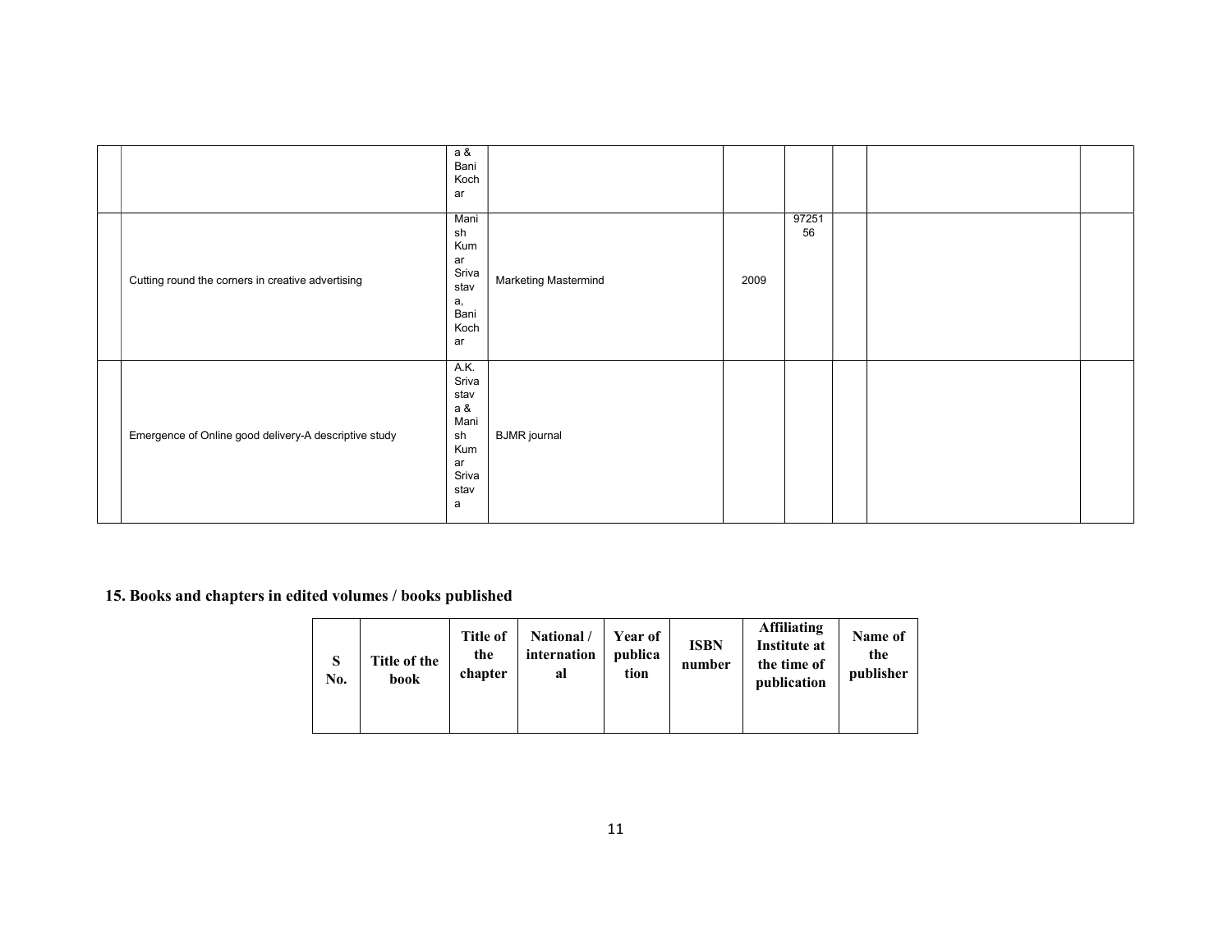| | | | | | | | | |
|---|---|---|---|---|---|---|---|---|
| | | a & Bani Kochar | | | | | | |
| | Cutting round the corners in creative advertising | Manish Kumar Srivastava, Bani Kochar | Marketing Mastermind | 2009 | 9725156 | | | |
| | Emergence of Online good delivery-A descriptive study | A.K. Srivastava & Manish Kumar Srivastava | BJMR journal | | | | | |

## 15. Books and chapters in edited volumes / books published

| S No. | Title of the book | Title of the chapter | National / international | Year of publication | ISBN number | Affiliating Institute at the time of publication | Name of the publisher |
|---|---|---|---|---|---|---|---|
| | | | | | | | |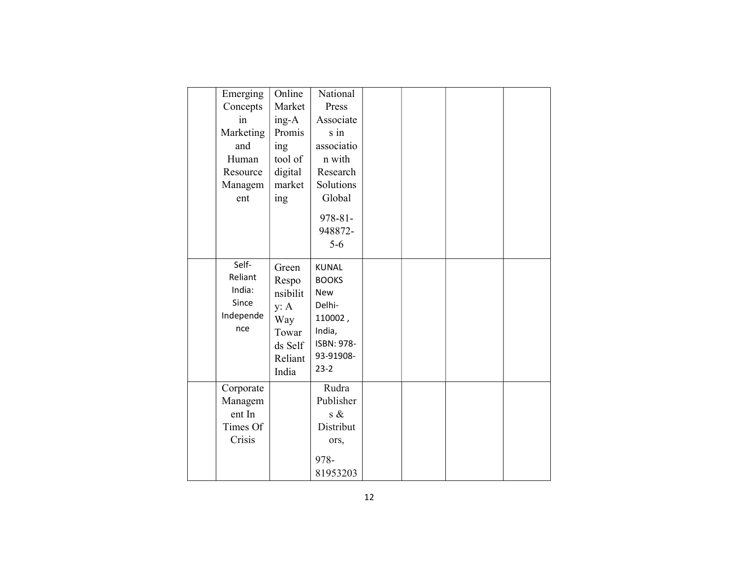| | | | | | | | |
|---|---|---|---|---|---|---|---|
| | Emerging Concepts in Marketing and Human Resource Management | Online Marketing-A Promising tool of digital marketing | National Press Associates in association with Research Solutions Global 978-81-948872-5-6 | | | | |
| | Self-Reliant India: Since Independence | Green Responsibility: A Way Towards Self Reliant India | KUNAL BOOKS New Delhi-110002 , India, ISBN: 978-93-91908-23-2 | | | | |
| | Corporate Management In Times Of Crisis | | Rudra Publishers & Distributors, 978-81953203 | | | | |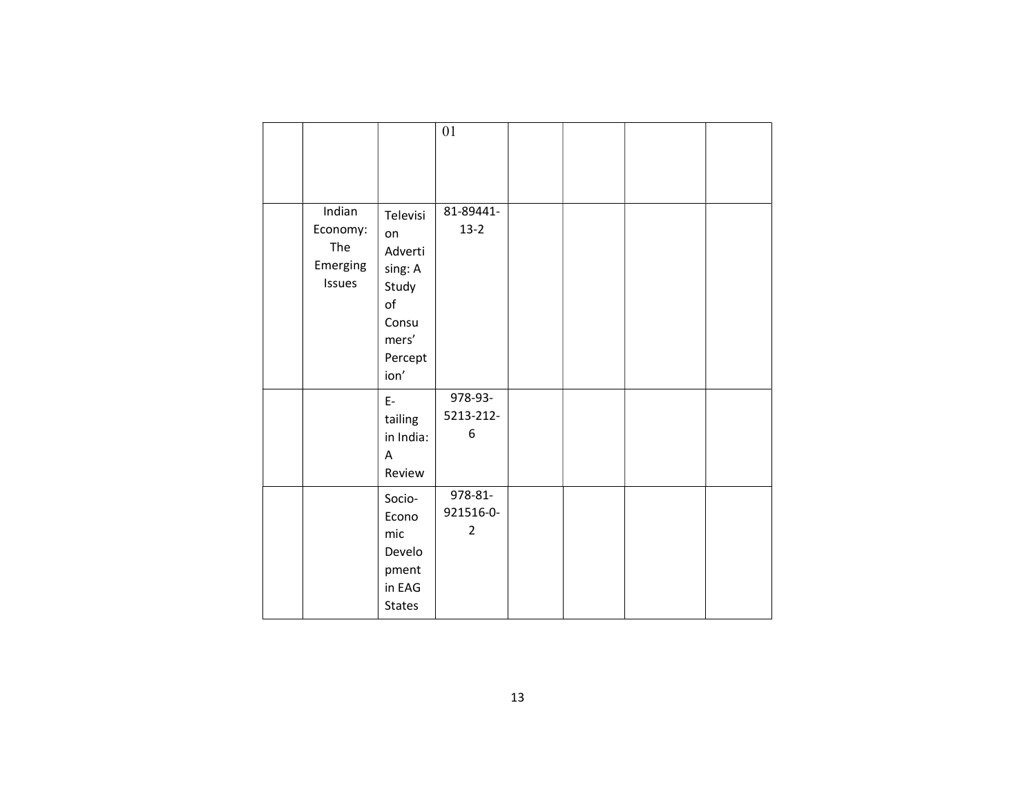| | | | | | | | |
|---|---|---|---|---|---|---|---|
| | | | 01 | | | | |
| | Indian Economy: The Emerging Issues | Television Advertising: A Study of Consumers' Perception' | 81-89441-13-2 | | | | |
| | | E-tailing in India: A Review | 978-93-5213-212-6 | | | | |
| | | Socio-Economic Development in EAG States | 978-81-921516-0-2 | | | | |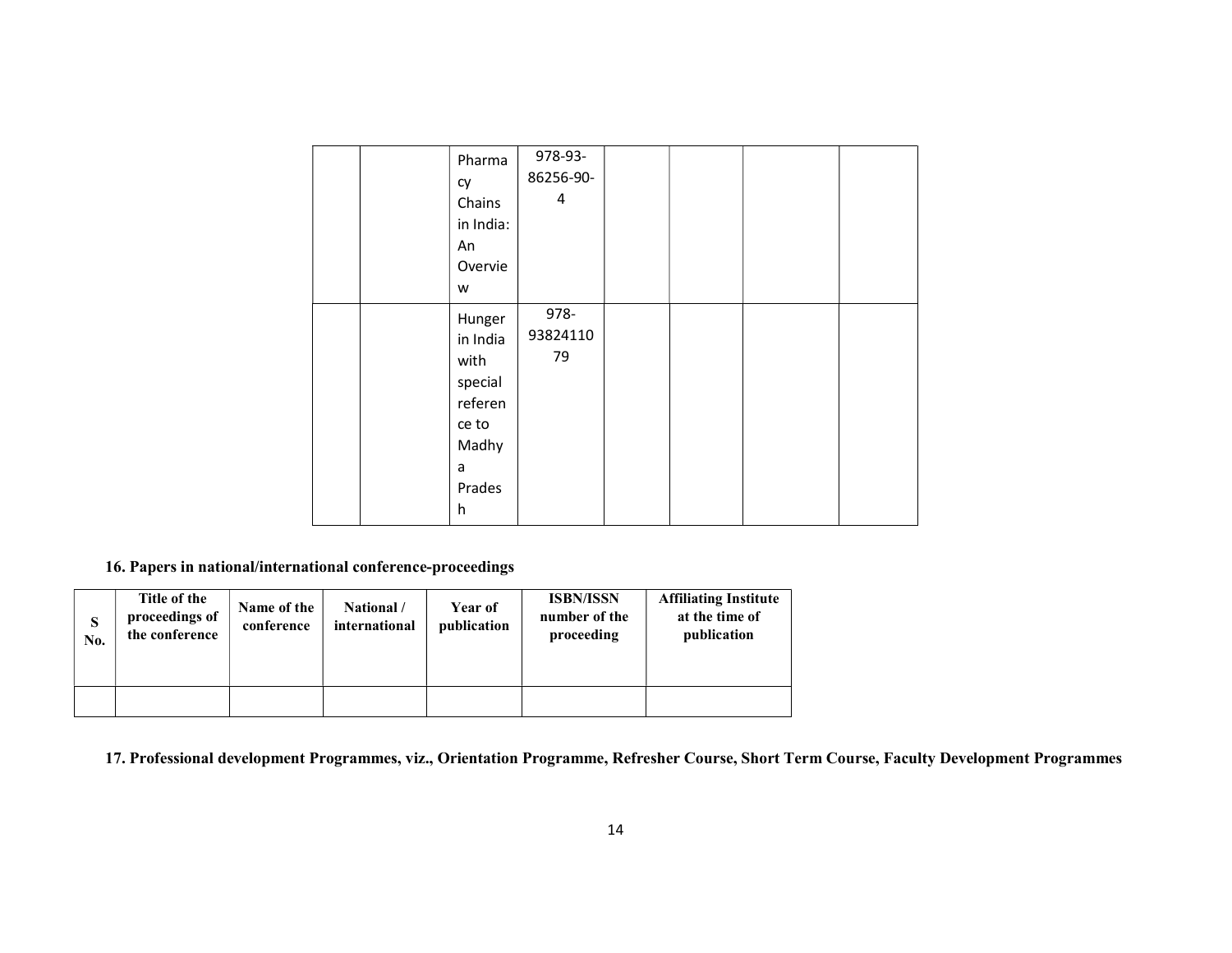|  |  |  |  |  |  |  |  |
|---|---|---|---|---|---|---|---|
|  |  | Pharmacy Chains in India: An Overview | 978-93-86256-90-4 |  |  |  |  |
|  |  | Hunger in India with special reference to Madhya Pradesh | 978-9382411079 |  |  |  |  |

**16. Papers in national/international conference-proceedings**

| S No. | Title of the proceedings of the conference | Name of the conference | National / international | Year of publication | ISBN/ISSN number of the proceeding | Affiliating Institute at the time of publication |
|---|---|---|---|---|---|---|
|  |  |  |  |  |  |  |

**17. Professional development Programmes, viz., Orientation Programme, Refresher Course, Short Term Course, Faculty Development Programmes**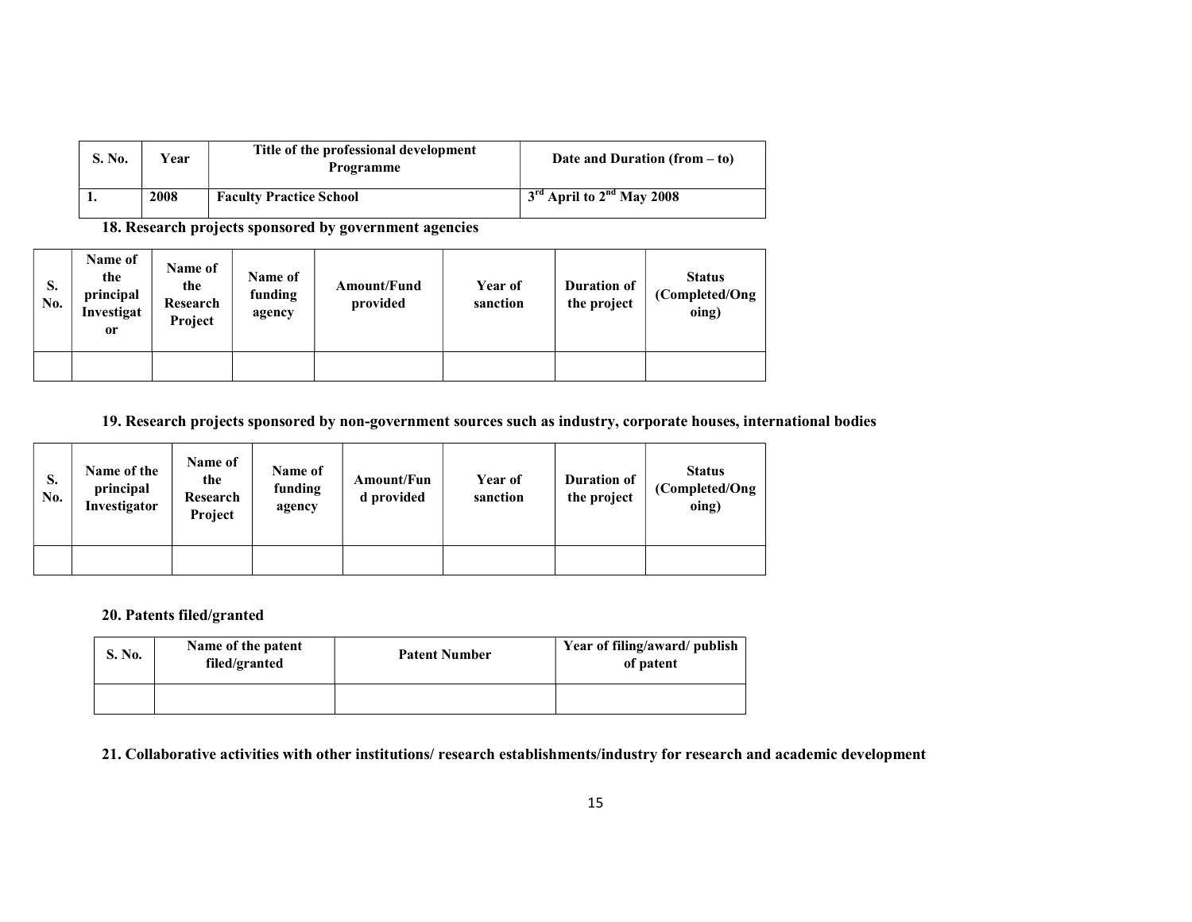| S. No. | Year | Title of the professional development Programme | Date and Duration (from – to) |
|---|---|---|---|
| 1. | 2008 | Faculty Practice School | 3rd April to 2nd May 2008 |

**18. Research projects sponsored by government agencies**

| S. No. | Name of the principal Investigator | Name of the Research Project | Name of funding agency | Amount/Fund provided | Year of sanction | Duration of the project | Status (Completed/Ongoing) |
|---|---|---|---|---|---|---|---|
| | | | | | | | |

**19. Research projects sponsored by non-government sources such as industry, corporate houses, international bodies**

| S. No. | Name of the principal Investigator | Name of the Research Project | Name of funding agency | Amount/Fund provided | Year of sanction | Duration of the project | Status (Completed/Ongoing) |
|---|---|---|---|---|---|---|---|
| | | | | | | | |

**20. Patents filed/granted**

| S. No. | Name of the patent filed/granted | Patent Number | Year of filing/award/ publish of patent |
|---|---|---|---|
| | | | |

**21. Collaborative activities with other institutions/ research establishments/industry for research and academic development**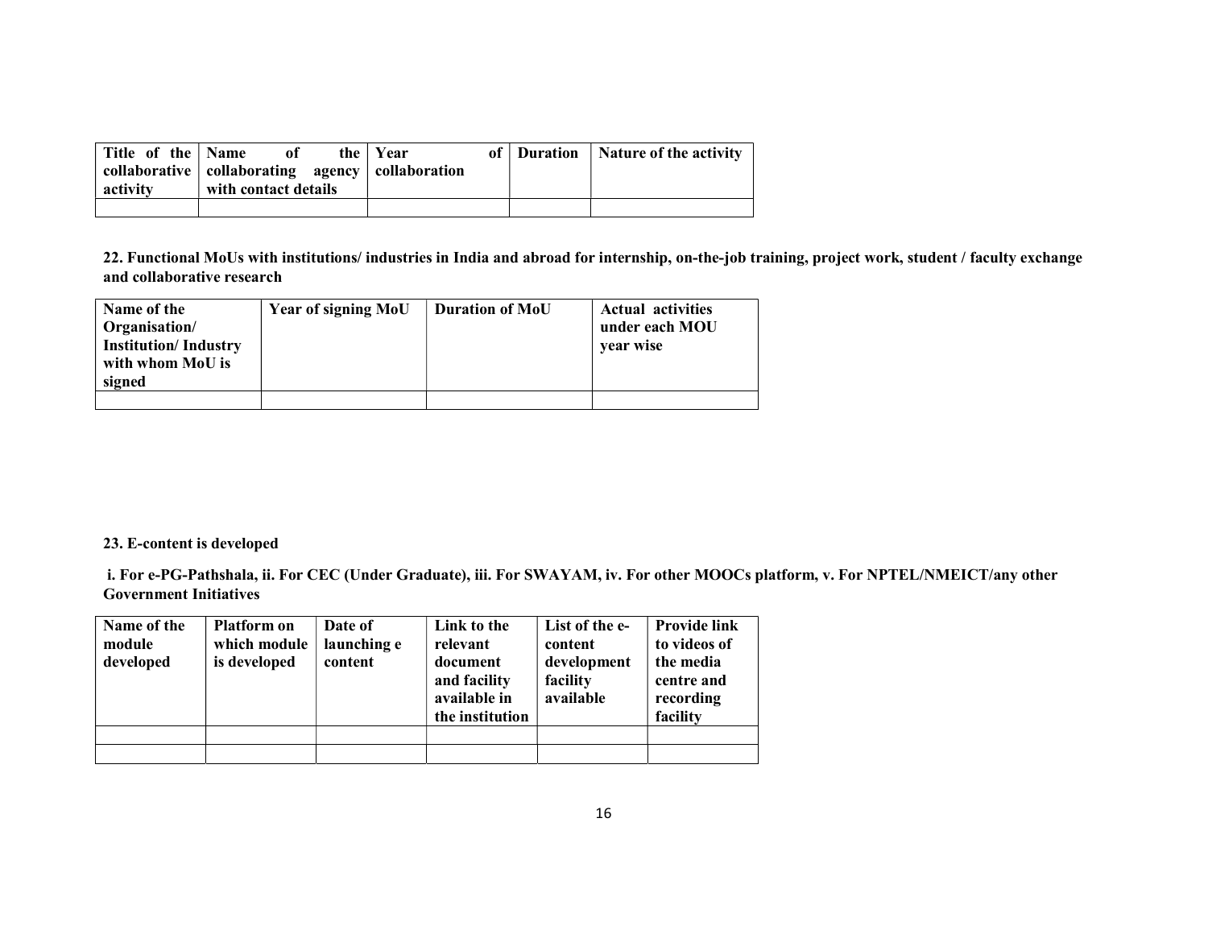| Title of the collaborative activity | Name of the collaborating agency with contact details | Year of collaboration | Duration | Nature of the activity |
|---|---|---|---|---|
| | | | | |

**22. Functional MoUs with institutions/ industries in India and abroad for internship, on-the-job training, project work, student / faculty exchange and collaborative research**

| Name of the Organisation/ Institution/ Industry with whom MoU is signed | Year of signing MoU | Duration of MoU | Actual activities under each MOU year wise |
|---|---|---|---|
| | | | |

**23. E-content is developed**

**i. For e-PG-Pathshala, ii. For CEC (Under Graduate), iii. For SWAYAM, iv. For other MOOCs platform, v. For NPTEL/NMEICT/any other Government Initiatives**

| Name of the module developed | Platform on which module is developed | Date of launching e content | Link to the relevant document and facility available in the institution | List of the e-content development facility available | Provide link to videos of the media centre and recording facility |
|---|---|---|---|---|---|
| | | | | | |
| | | | | | |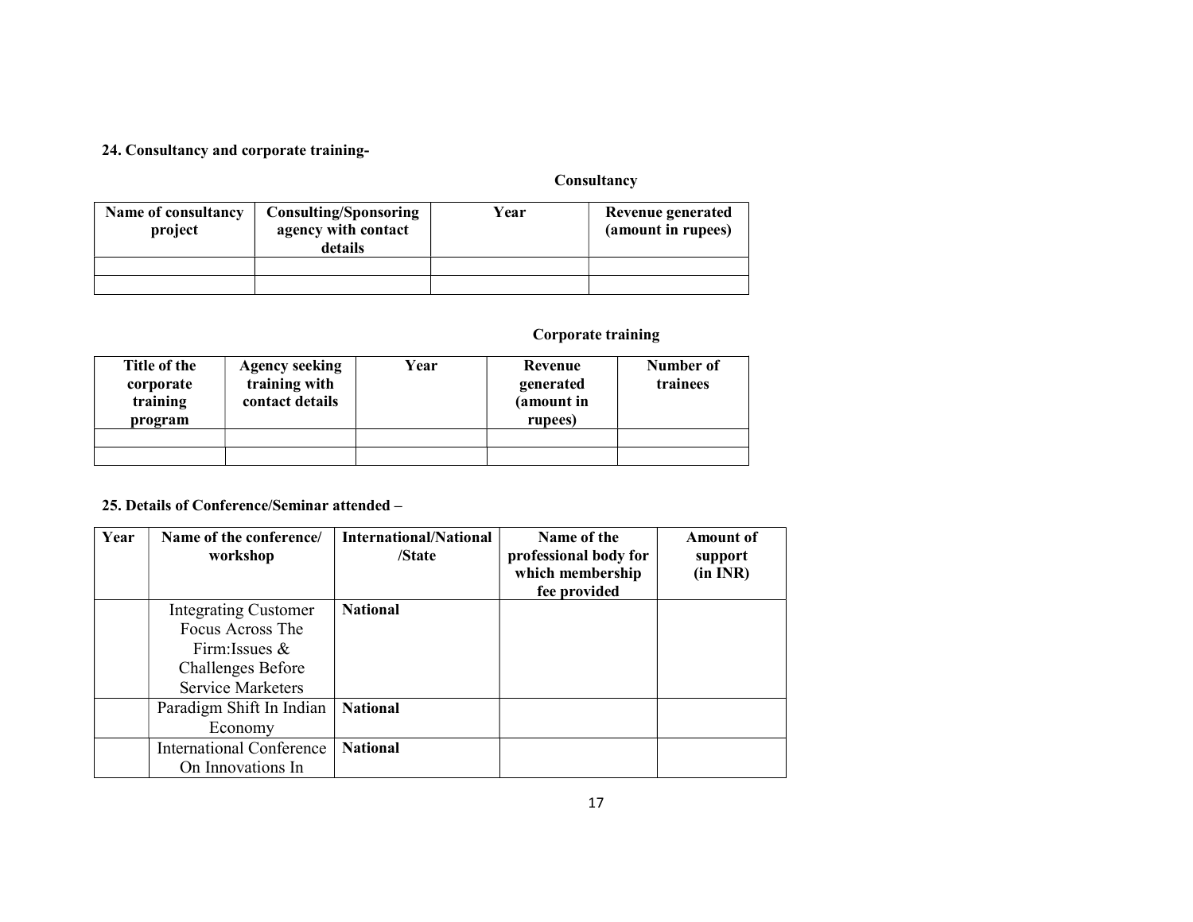**24. Consultancy and corporate training-**

**Consultancy**

| Name of consultancy project | Consulting/Sponsoring agency with contact details | Year | Revenue generated (amount in rupees) |
|---|---|---|---|
| | | | |
| | | | |

**Corporate training**

| Title of the corporate training program | Agency seeking training with contact details | Year | Revenue generated (amount in rupees) | Number of trainees |
|---|---|---|---|---|
| | | | | |
| | | | | |

**25. Details of Conference/Seminar attended –**

| Year | Name of the conference/ workshop | International/National /State | Name of the professional body for which membership fee provided | Amount of support (in INR) |
|---|---|---|---|---|
| | Integrating Customer Focus Across The Firm:Issues & Challenges Before Service Marketers | **National** | | |
| | Paradigm Shift In Indian Economy | **National** | | |
| | International Conference On Innovations In | **National** | | |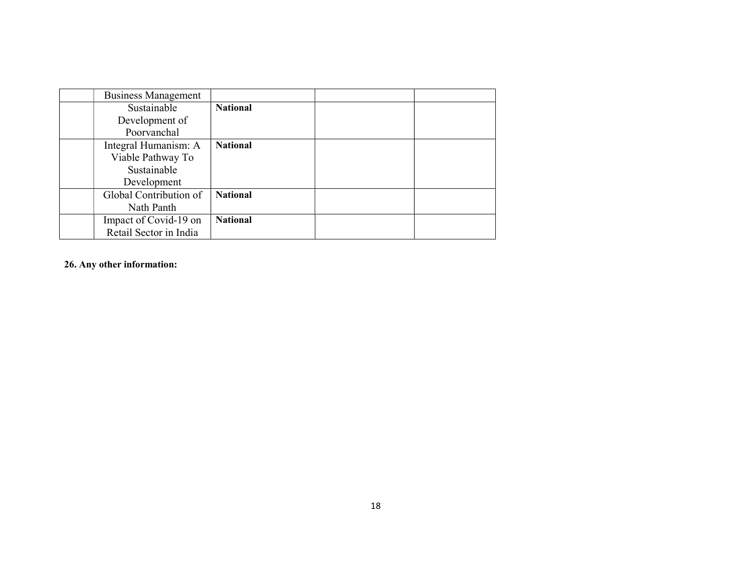| | | | | |
|---|---|---|---|---|
| | Business Management | | | |
| | Sustainable Development of Poorvanchal | **National** | | |
| | Integral Humanism: A Viable Pathway To Sustainable Development | **National** | | |
| | Global Contribution of Nath Panth | **National** | | |
| | Impact of Covid-19 on Retail Sector in India | **National** | | |

**26. Any other information:**